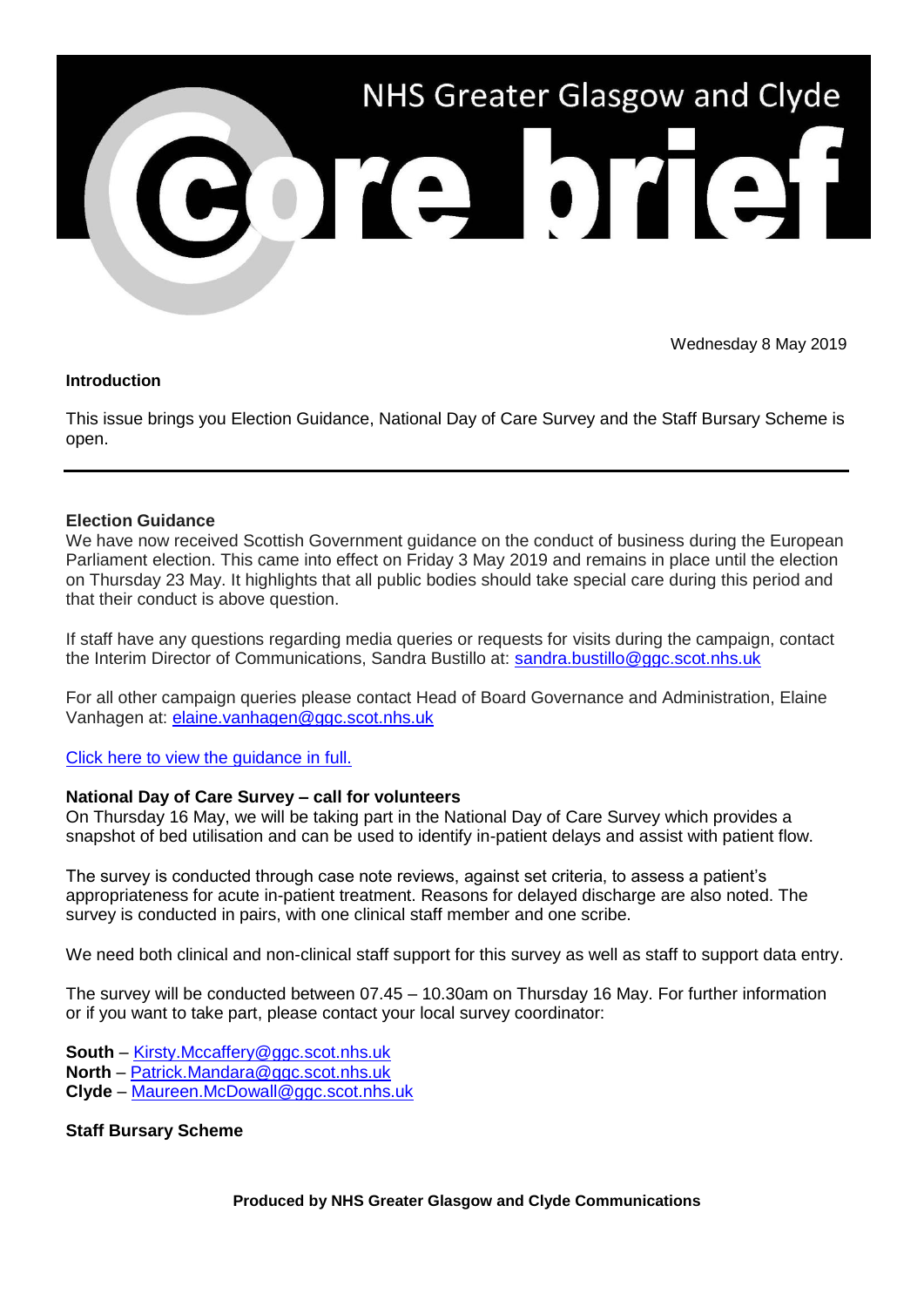# NHS Greater Glasgow and Clyde

# Core brief

Wednesday 8 May 2019

**Introduction**

This issue brings you Election Guidance, National Day of Care Survey and the Staff Bursary Scheme is open.

---

**Election Guidance**

We have now received Scottish Government guidance on the conduct of business during the European Parliament election. This came into effect on Friday 3 May 2019 and remains in place until the election on Thursday 23 May. It highlights that all public bodies should take special care during this period and that their conduct is above question.

If staff have any questions regarding media queries or requests for visits during the campaign, contact the Interim Director of Communications, Sandra Bustillo at: sandra.bustillo@ggc.scot.nhs.uk

For all other campaign queries please contact Head of Board Governance and Administration, Elaine Vanhagen at: elaine.vanhagen@ggc.scot.nhs.uk

Click here to view the guidance in full.

**National Day of Care Survey – call for volunteers**

On Thursday 16 May, we will be taking part in the National Day of Care Survey which provides a snapshot of bed utilisation and can be used to identify in-patient delays and assist with patient flow.

The survey is conducted through case note reviews, against set criteria, to assess a patient's appropriateness for acute in-patient treatment. Reasons for delayed discharge are also noted. The survey is conducted in pairs, with one clinical staff member and one scribe.

We need both clinical and non-clinical staff support for this survey as well as staff to support data entry.

The survey will be conducted between 07.45 – 10.30am on Thursday 16 May. For further information or if you want to take part, please contact your local survey coordinator:

**South** – Kirsty.Mccaffery@ggc.scot.nhs.uk
**North** – Patrick.Mandara@ggc.scot.nhs.uk
**Clyde** – Maureen.McDowall@ggc.scot.nhs.uk

**Staff Bursary Scheme**

**Produced by NHS Greater Glasgow and Clyde Communications**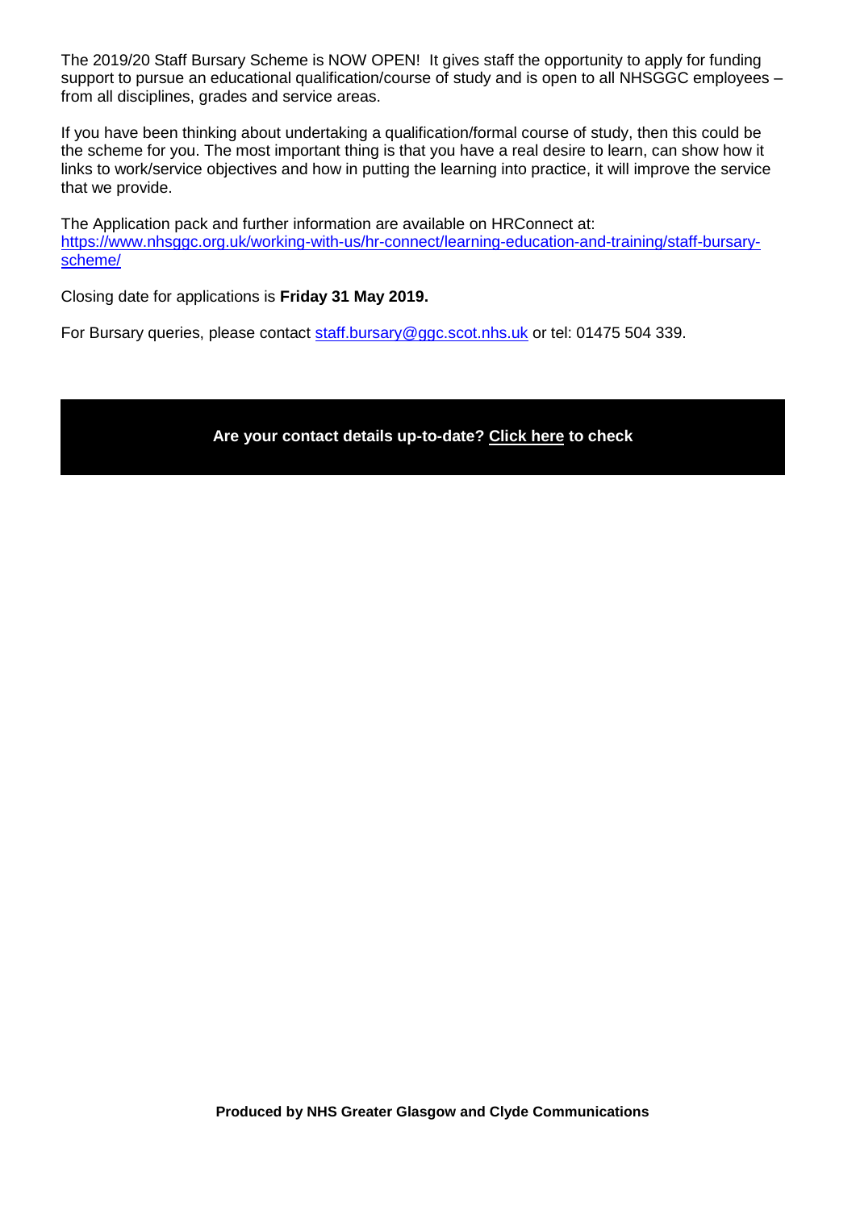The 2019/20 Staff Bursary Scheme is NOW OPEN! It gives staff the opportunity to apply for funding support to pursue an educational qualification/course of study and is open to all NHSGGC employees – from all disciplines, grades and service areas.

If you have been thinking about undertaking a qualification/formal course of study, then this could be the scheme for you. The most important thing is that you have a real desire to learn, can show how it links to work/service objectives and how in putting the learning into practice, it will improve the service that we provide.

The Application pack and further information are available on HRConnect at: [https://www.nhsggc.org.uk/working-with-us/hr-connect/learning-education-and-training/staff-bursary-scheme/](https://www.nhsggc.org.uk/working-with-us/hr-connect/learning-education-and-training/staff-bursary-scheme/)

Closing date for applications is **Friday 31 May 2019.**

For Bursary queries, please contact [staff.bursary@ggc.scot.nhs.uk](mailto:staff.bursary@ggc.scot.nhs.uk) or tel: 01475 504 339.

**Are your contact details up-to-date? Click here to check**

**Produced by NHS Greater Glasgow and Clyde Communications**